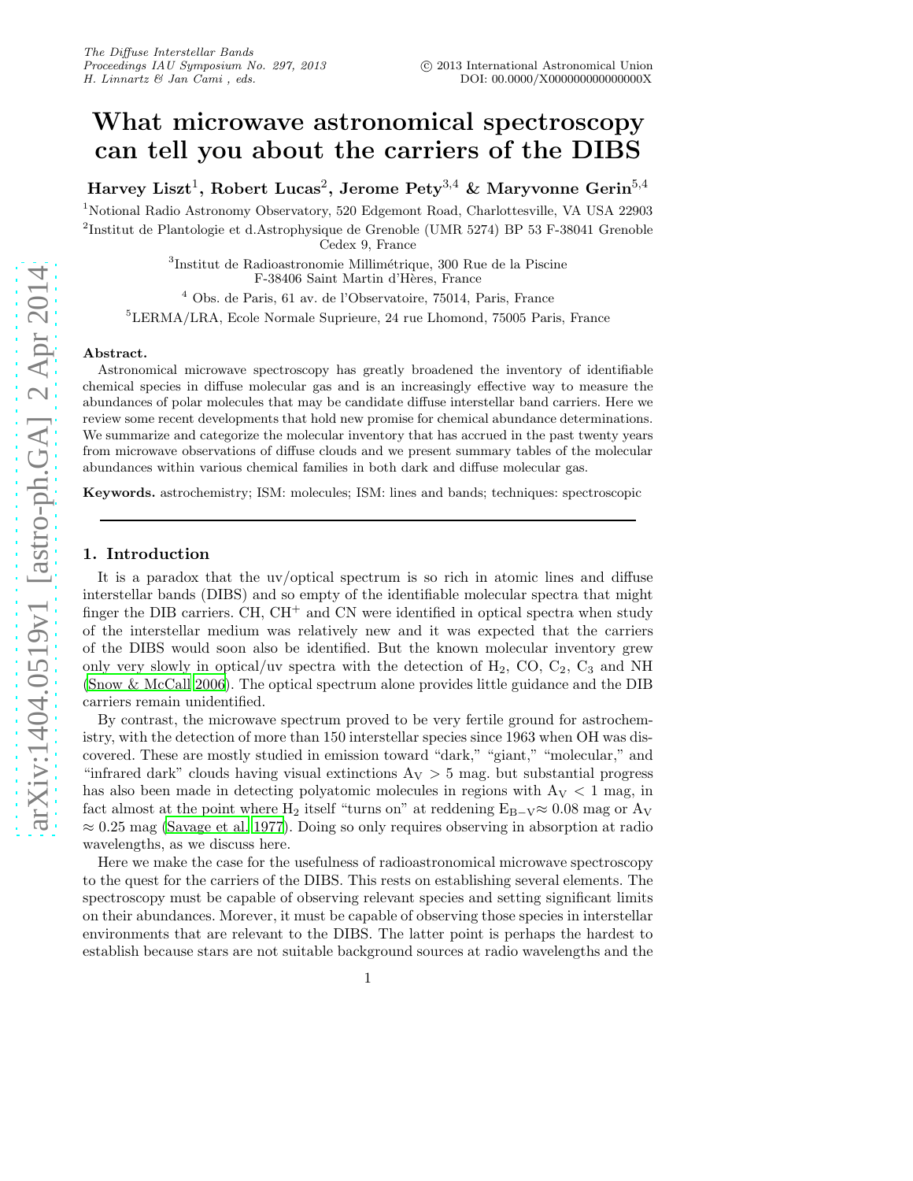# What microwave astronomical spectroscopy can tell you about the carriers of the DIBS

**Harvey Liszt[1], Robert Lucas[2], Jerome Pety[3,4] & Maryvonne Gerin[5,4]**

[1]Notional Radio Astronomy Observatory, 520 Edgemont Road, Charlottesville, VA USA 22903

[2]Institut de Plantologie et d.Astrophysique de Grenoble (UMR 5274) BP 53 F-38041 Grenoble Cedex 9, France

[3]Institut de Radioastronomie Millimétrique, 300 Rue de la Piscine F-38406 Saint Martin d'Hères, France

[4] Obs. de Paris, 61 av. de l'Observatoire, 75014, Paris, France

[5]LERMA/LRA, Ecole Normale Suprieure, 24 rue Lhomond, 75005 Paris, France

**Abstract.** Astronomical microwave spectroscopy has greatly broadened the inventory of identifiable chemical species in diffuse molecular gas and is an increasingly effective way to measure the abundances of polar molecules that may be candidate diffuse interstellar band carriers. Here we review some recent developments that hold new promise for chemical abundance determinations. We summarize and categorize the molecular inventory that has accrued in the past twenty years from microwave observations of diffuse clouds and we present summary tables of the molecular abundances within various chemical families in both dark and diffuse molecular gas.

**Keywords.** astrochemistry; ISM: molecules; ISM: lines and bands; techniques: spectroscopic

## 1. Introduction

It is a paradox that the uv/optical spectrum is so rich in atomic lines and diffuse interstellar bands (DIBS) and so empty of the identifiable molecular spectra that might finger the DIB carriers. CH, $CH^+$ and CN were identified in optical spectra when study of the interstellar medium was relatively new and it was expected that the carriers of the DIBS would soon also be identified. But the known molecular inventory grew only very slowly in optical/uv spectra with the detection of $H_2$, CO, $C_2$, $C_3$ and NH (Snow & McCall 2006). The optical spectrum alone provides little guidance and the DIB carriers remain unidentified.

By contrast, the microwave spectrum proved to be very fertile ground for astrochemistry, with the detection of more than 150 interstellar species since 1963 when OH was discovered. These are mostly studied in emission toward "dark," "giant," "molecular," and "infrared dark" clouds having visual extinctions $A_V > 5$ mag. but substantial progress has also been made in detecting polyatomic molecules in regions with $A_V < 1$ mag, in fact almost at the point where $H_2$ itself "turns on" at reddening $E_{B-V} \approx 0.08$ mag or $A_V \approx 0.25$ mag (Savage et al. 1977). Doing so only requires observing in absorption at radio wavelengths, as we discuss here.

Here we make the case for the usefulness of radioastronomical microwave spectroscopy to the quest for the carriers of the DIBS. This rests on establishing several elements. The spectroscopy must be capable of observing relevant species and setting significant limits on their abundances. Morever, it must be capable of observing those species in interstellar environments that are relevant to the DIBS. The latter point is perhaps the hardest to establish because stars are not suitable background sources at radio wavelengths and the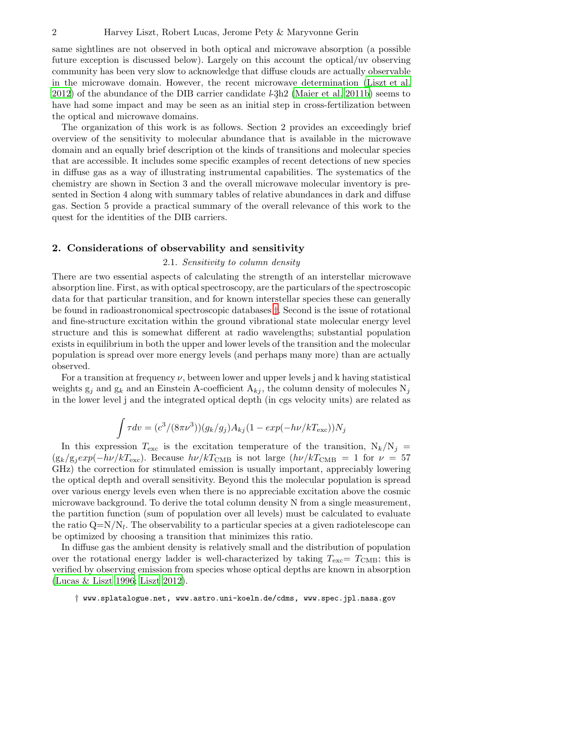same sightlines are not observed in both optical and microwave absorption (a possible future exception is discussed below). Largely on this account the optical/uv observing community has been very slow to acknowledge that diffuse clouds are actually observable in the microwave domain. However, the recent microwave determination (Liszt et al. 2012) of the abundance of the DIB carrier candidate $l$-3h2 (Maier et al. 2011b) seems to have had some impact and may be seen as an initial step in cross-fertilization between the optical and microwave domains.

The organization of this work is as follows. Section 2 provides an exceedingly brief overview of the sensitivity to molecular abundance that is available in the microwave domain and an equally brief description ot the kinds of transitions and molecular species that are accessible. It includes some specific examples of recent detections of new species in diffuse gas as a way of illustrating instrumental capabilities. The systematics of the chemistry are shown in Section 3 and the overall microwave molecular inventory is presented in Section 4 along with summary tables of relative abundances in dark and diffuse gas. Section 5 provide a practical summary of the overall relevance of this work to the quest for the identities of the DIB carriers.

## 2. Considerations of observability and sensitivity

### 2.1. *Sensitivity to column density*

There are two essential aspects of calculating the strength of an interstellar microwave absorption line. First, as with optical spectroscopy, are the particulars of the spectroscopic data for that particular transition, and for known interstellar species these can generally be found in radioastronomical spectroscopic databases †. Second is the issue of rotational and fine-structure excitation within the ground vibrational state molecular energy level structure and this is somewhat different at radio wavelengths; substantial population exists in equilibrium in both the upper and lower levels of the transition and the molecular population is spread over more energy levels (and perhaps many more) than are actually observed.

For a transition at frequency $\nu$, between lower and upper levels j and k having statistical weights $g_j$ and $g_k$ and an Einstein A-coefficient $A_{kj}$, the column density of molecules $N_j$ in the lower level j and the integrated optical depth (in cgs velocity units) are related as

$$\int \tau dv = (c^3/(8\pi\nu^3))(g_k/g_j)A_{kj}(1 - exp(-h\nu/kT_{\rm exc}))N_j$$

In this expression $T_{\rm exc}$ is the excitation temperature of the transition, $N_k/N_j = (g_k/g_j exp(-h\nu/kT_{\rm exc})$. Because $h\nu/kT_{\rm CMB}$ is not large ($h\nu/kT_{\rm CMB} = 1$ for $\nu = 57$ GHz) the correction for stimulated emission is usually important, appreciably lowering the optical depth and overall sensitivity. Beyond this the molecular population is spread over various energy levels even when there is no appreciable excitation above the cosmic microwave background. To derive the total column density N from a single measurement, the partition function (sum of population over all levels) must be calculated to evaluate the ratio $Q = N/N_l$. The observability to a particular species at a given radiotelescope can be optimized by choosing a transition that minimizes this ratio.

In diffuse gas the ambient density is relatively small and the distribution of population over the rotational energy ladder is well-characterized by taking $T_{\rm exc} = T_{\rm CMB}$; this is verified by observing emission from species whose optical depths are known in absorption (Lucas & Liszt 1996; Liszt 2012).

† www.splatalogue.net, www.astro.uni-koeln.de/cdms, www.spec.jpl.nasa.gov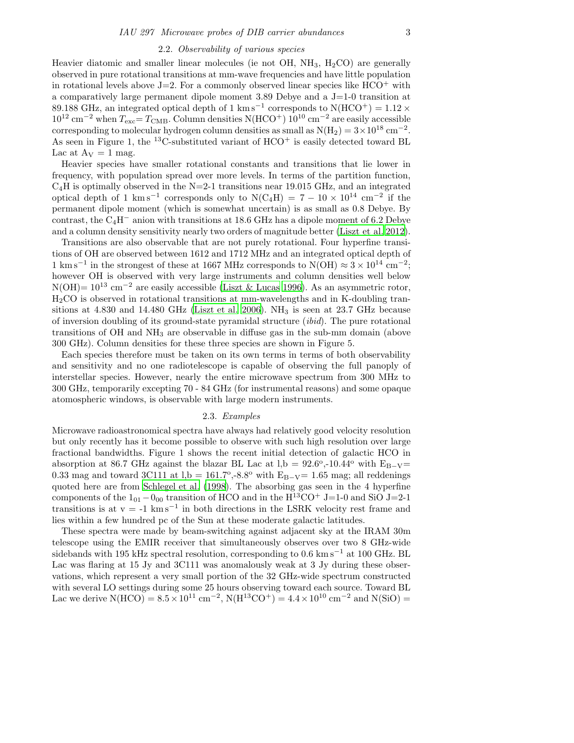### 2.2. *Observability of various species*

Heavier diatomic and smaller linear molecules (ie not OH, $NH_3$, $H_2CO$) are generally observed in pure rotational transitions at mm-wave frequencies and have little population in rotational levels above J=2. For a commonly observed linear species like $HCO^+$ with a comparatively large permanent dipole moment 3.89 Debye and a J=1-0 transition at 89.188 GHz, an integrated optical depth of 1 $km\,s^{-1}$ corresponds to N($HCO^+$) = $1.12 \times 10^{12}$ $cm^{-2}$ when $T_{exc}$= $T_{CMB}$. Column densities N($HCO^+$) $10^{10}$ $cm^{-2}$ are easily accessible corresponding to molecular hydrogen column densities as small as N($H_2$) = $3\times10^{18}$ $cm^{-2}$. As seen in Figure 1, the $^{13}$C-substituted variant of $HCO^+$ is easily detected toward BL Lac at $A_V$ = 1 mag.

Heavier species have smaller rotational constants and transitions that lie lower in frequency, with population spread over more levels. In terms of the partition function, $C_4H$ is optimally observed in the N=2-1 transitions near 19.015 GHz, and an integrated optical depth of 1 $km\,s^{-1}$ corresponds only to N($C_4H$) = $7 - 10 \times 10^{14}$ $cm^{-2}$ if the permanent dipole moment (which is somewhat uncertain) is as small as 0.8 Debye. By contrast, the $C_4H^-$ anion with transitions at 18.6 GHz has a dipole moment of 6.2 Debye and a column density sensitivity nearly two orders of magnitude better (Liszt et al. 2012).

Transitions are also observable that are not purely rotational. Four hyperfine transitions of OH are observed between 1612 and 1712 MHz and an integrated optical depth of 1 $km\,s^{-1}$ in the strongest of these at 1667 MHz corresponds to N(OH) $\approx 3 \times 10^{14}$ $cm^{-2}$; however OH is observed with very large instruments and column densities well below N(OH)= $10^{13}$ $cm^{-2}$ are easily accessible (Liszt & Lucas 1996). As an asymmetric rotor, $H_2CO$ is observed in rotational transitions at mm-wavelengths and in K-doubling transitions at 4.830 and 14.480 GHz (Liszt et al. 2006). $NH_3$ is seen at 23.7 GHz because of inversion doubling of its ground-state pyramidal structure (*ibid*). The pure rotational transitions of OH and $NH_3$ are observable in diffuse gas in the sub-mm domain (above 300 GHz). Column densities for these three species are shown in Figure 5.

Each species therefore must be taken on its own terms in terms of both observability and sensitivity and no one radiotelescope is capable of observing the full panoply of interstellar species. However, nearly the entire microwave spectrum from 300 MHz to 300 GHz, temporarily excepting 70 - 84 GHz (for instrumental reasons) and some opaque atomospheric windows, is observable with large modern instruments.

### 2.3. *Examples*

Microwave radioastronomical spectra have always had relatively good velocity resolution but only recently has it become possible to observe with such high resolution over large fractional bandwidths. Figure 1 shows the recent initial detection of galactic HCO in absorption at 86.7 GHz against the blazar BL Lac at l,b = $92.6^o$,$-10.44^o$ with $E_{B-V}$= 0.33 mag and toward 3C111 at l,b = $161.7^o$,$-8.8^o$ with $E_{B-V}$= 1.65 mag; all reddenings quoted here are from Schlegel et al. (1998). The absorbing gas seen in the 4 hyperfine components of the $1_{01} - 0_{00}$ transition of HCO and in the $H^{13}CO^+$ J=1-0 and SiO J=2-1 transitions is at v = -1 $km\,s^{-1}$ in both directions in the LSRK velocity rest frame and lies within a few hundred pc of the Sun at these moderate galactic latitudes.

These spectra were made by beam-switching against adjacent sky at the IRAM 30m telescope using the EMIR receiver that simultaneously observes over two 8 GHz-wide sidebands with 195 kHz spectral resolution, corresponding to 0.6 $km\,s^{-1}$ at 100 GHz. BL Lac was flaring at 15 Jy and 3C111 was anomalously weak at 3 Jy during these observations, which represent a very small portion of the 32 GHz-wide spectrum constructed with several LO settings during some 25 hours observing toward each source. Toward BL Lac we derive N(HCO) = $8.5 \times 10^{11}$ $cm^{-2}$, N($H^{13}CO^+$) = $4.4 \times 10^{10}$ $cm^{-2}$ and N(SiO) =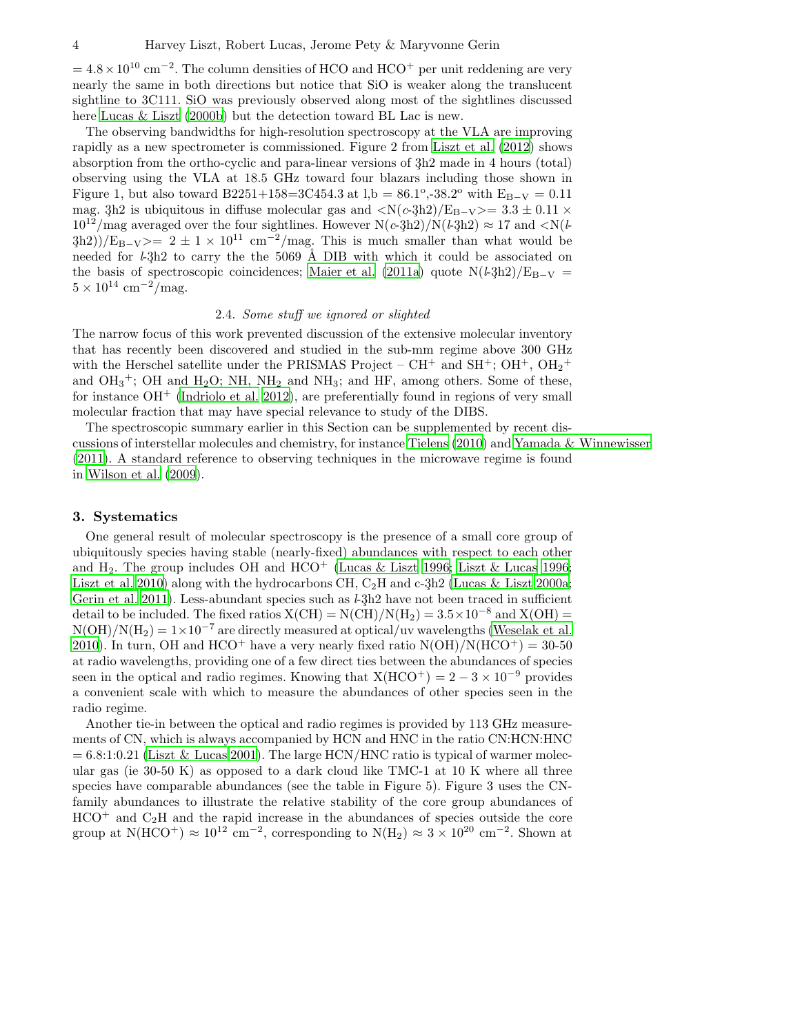$= 4.8 \times 10^{10}$ cm$^{-2}$. The column densities of HCO and $HCO^+$ per unit reddening are very nearly the same in both directions but notice that SiO is weaker along the translucent sightline to 3C111. SiO was previously observed along most of the sightlines discussed here Lucas & Liszt (2000b) but the detection toward BL Lac is new.

The observing bandwidths for high-resolution spectroscopy at the VLA are improving rapidly as a new spectrometer is commissioned. Figure 2 from Liszt et al. (2012) shows absorption from the ortho-cyclic and para-linear versions of $C_3H_2$ made in 4 hours (total) observing using the VLA at 18.5 GHz toward four blazars including those shown in Figure 1, but also toward B2251+158=3C454.3 at l,b = 86.1$^o$,-38.2$^o$ with $E_{B-V}$ = 0.11 mag. $C_3H_2$ is ubiquitous in diffuse molecular gas and $<N(c\text{-}C_3H_2)/E_{B-V}> = 3.3 \pm 0.11 \times 10^{12}$/mag averaged over the four sightlines. However $N(c\text{-}C_3H_2)/N(l\text{-}C_3H_2) \approx 17$ and $<N(l\text{-}C_3H_2))/E_{B-V}> = 2 \pm 1 \times 10^{11}$ cm$^{-2}$/mag. This is much smaller than what would be needed for $l$-$C_3H_2$ to carry the the 5069 Å DIB with which it could be associated on the basis of spectroscopic coincidences; Maier et al. (2011a) quote $N(l\text{-}C_3H_2)/E_{B-V} = 5 \times 10^{14}$ cm$^{-2}$/mag.

### 2.4. *Some stuff we ignored or slighted*

The narrow focus of this work prevented discussion of the extensive molecular inventory that has recently been discovered and studied in the sub-mm regime above 300 GHz with the Herschel satellite under the PRISMAS Project – $CH^+$ and $SH^+$; $OH^+$, $OH_2{}^+$ and $OH_3{}^+$; OH and $H_2O$; NH, $NH_2$ and $NH_3$; and HF, among others. Some of these, for instance $OH^+$ (Indriolo et al. 2012), are preferentially found in regions of very small molecular fraction that may have special relevance to study of the DIBS.

The spectroscopic summary earlier in this Section can be supplemented by recent discussions of interstellar molecules and chemistry, for instance Tielens (2010) and Yamada & Winnewisser (2011). A standard reference to observing techniques in the microwave regime is found in Wilson et al. (2009).

## 3. Systematics

One general result of molecular spectroscopy is the presence of a small core group of ubiquitously species having stable (nearly-fixed) abundances with respect to each other and $H_2$. The group includes OH and $HCO^+$ (Lucas & Liszt 1996; Liszt & Lucas 1996; Liszt et al. 2010) along with the hydrocarbons CH, $C_2H$ and c-$C_3H_2$ (Lucas & Liszt 2000a; Gerin et al. 2011). Less-abundant species such as $l$-$C_3H_2$ have not been traced in sufficient detail to be included. The fixed ratios $X(CH) = N(CH)/N(H_2) = 3.5 \times 10^{-8}$ and $X(OH) = N(OH)/N(H_2) = 1 \times 10^{-7}$ are directly measured at optical/uv wavelengths (Weselak et al. 2010). In turn, OH and $HCO^+$ have a very nearly fixed ratio $N(OH)/N(HCO^+)$ = 30-50 at radio wavelengths, providing one of a few direct ties between the abundances of species seen in the optical and radio regimes. Knowing that $X(HCO^+) = 2 - 3 \times 10^{-9}$ provides a convenient scale with which to measure the abundances of other species seen in the radio regime.

Another tie-in between the optical and radio regimes is provided by 113 GHz measurements of CN, which is always accompanied by HCN and HNC in the ratio CN:HCN:HNC = 6.8:1:0.21 (Liszt & Lucas 2001). The large HCN/HNC ratio is typical of warmer molecular gas (ie 30-50 K) as opposed to a dark cloud like TMC-1 at 10 K where all three species have comparable abundances (see the table in Figure 5). Figure 3 uses the CN-family abundances to illustrate the relative stability of the core group abundances of $HCO^+$ and $C_2H$ and the rapid increase in the abundances of species outside the core group at $N(HCO^+) \approx 10^{12}$ cm$^{-2}$, corresponding to $N(H_2) \approx 3 \times 10^{20}$ cm$^{-2}$. Shown at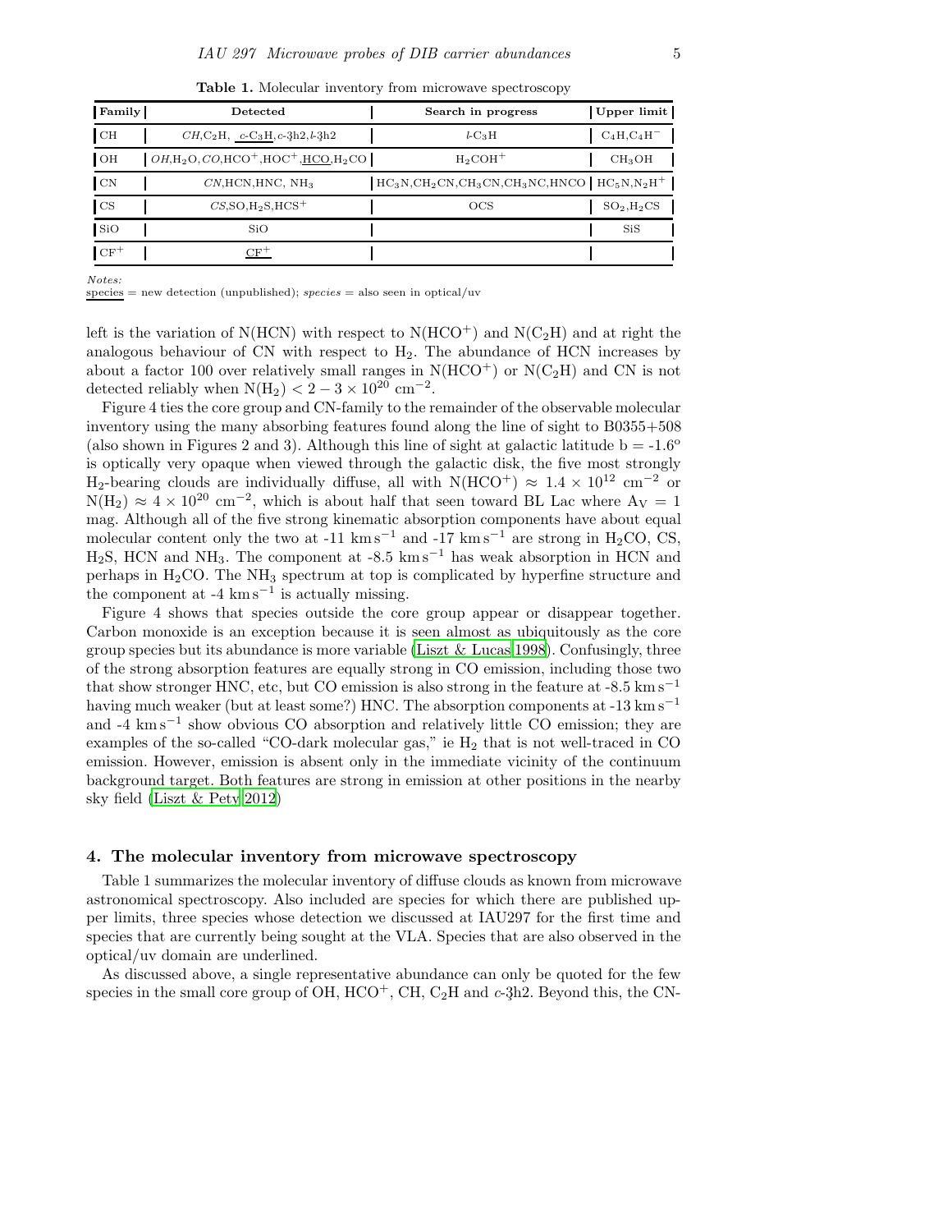**Table 1.** Molecular inventory from microwave spectroscopy

| Family | Detected | Search in progress | Upper limit |
|---|---|---|---|
| CH | *CH*,$C_2H$, <u>*c*-$C_3H$</u>,*c*-$C_3H_2$,*l*-$C_3H_2$ | *l*-$C_3H$ | $C_4H$,$C_4H^-$ |
| OH | *OH*,$H_2O$,*CO*,$HCO^+$,$HOC^+$,<u>HCO</u>,$H_2CO$ | $H_2COH^+$ | $CH_3OH$ |
| CN | *CN*,HCN,HNC, $NH_3$ | $HC_3N$,$CH_2CN$,$CH_3CN$,$CH_3NC$,HNCO | $HC_5N$,$N_2H^+$ |
| CS | *CS*,SO,$H_2S$,$HCS^+$ | OCS | $SO_2$,$H_2CS$ |
| SiO | SiO | | SiS |
| $CF^+$ | <u>$CF^+$</u> | | |

*Notes:*
<u>species</u> = new detection (unpublished); *species* = also seen in optical/uv

left is the variation of N(HCN) with respect to N($HCO^+$) and N($C_2H$) and at right the analogous behaviour of CN with respect to $H_2$. The abundance of HCN increases by about a factor 100 over relatively small ranges in N($HCO^+$) or N($C_2H$) and CN is not detected reliably when N($H_2$) $< 2-3 \times 10^{20}$ cm$^{-2}$.

Figure 4 ties the core group and CN-family to the remainder of the observable molecular inventory using the many absorbing features found along the line of sight to B0355+508 (also shown in Figures 2 and 3). Although this line of sight at galactic latitude b = -1.6$^o$ is optically very opaque when viewed through the galactic disk, the five most strongly $H_2$-bearing clouds are individually diffuse, all with N($HCO^+$) $\approx 1.4 \times 10^{12}$ cm$^{-2}$ or N($H_2$) $\approx 4 \times 10^{20}$ cm$^{-2}$, which is about half that seen toward BL Lac where $A_V = 1$ mag. Although all of the five strong kinematic absorption components have about equal molecular content only the two at -11 km s$^{-1}$ and -17 km s$^{-1}$ are strong in $H_2CO$, CS, $H_2S$, HCN and $NH_3$. The component at -8.5 km s$^{-1}$ has weak absorption in HCN and perhaps in $H_2CO$. The $NH_3$ spectrum at top is complicated by hyperfine structure and the component at -4 km s$^{-1}$ is actually missing.

Figure 4 shows that species outside the core group appear or disappear together. Carbon monoxide is an exception because it is seen almost as ubiquitously as the core group species but its abundance is more variable (Liszt & Lucas 1998). Confusingly, three of the strong absorption features are equally strong in CO emission, including those two that show stronger HNC, etc, but CO emission is also strong in the feature at -8.5 km s$^{-1}$ having much weaker (but at least some?) HNC. The absorption components at -13 km s$^{-1}$ and -4 km s$^{-1}$ show obvious CO absorption and relatively little CO emission; they are examples of the so-called "CO-dark molecular gas," ie $H_2$ that is not well-traced in CO emission. However, emission is absent only in the immediate vicinity of the continuum background target. Both features are strong in emission at other positions in the nearby sky field (Liszt & Pety 2012)

## 4. The molecular inventory from microwave spectroscopy

Table 1 summarizes the molecular inventory of diffuse clouds as known from microwave astronomical spectroscopy. Also included are species for which there are published upper limits, three species whose detection we discussed at IAU297 for the first time and species that are currently being sought at the VLA. Species that are also observed in the optical/uv domain are underlined.

As discussed above, a single representative abundance can only be quoted for the few species in the small core group of OH, $HCO^+$, CH, $C_2H$ and *c*-$C_3H_2$. Beyond this, the CN-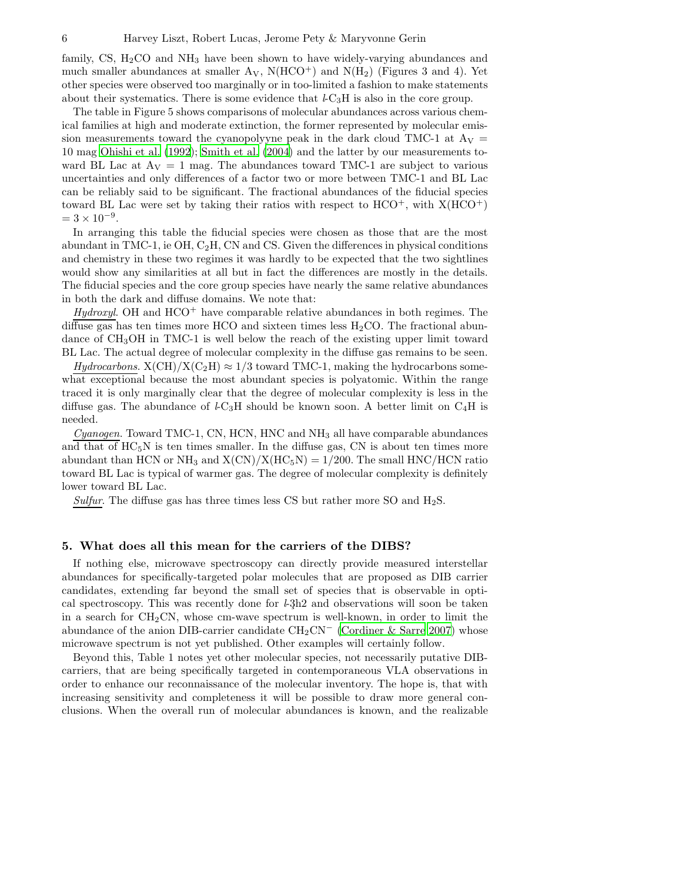family, CS, $H_2CO$ and $NH_3$ have been shown to have widely-varying abundances and much smaller abundances at smaller $A_V$, N($HCO^+$) and N($H_2$) (Figures 3 and 4). Yet other species were observed too marginally or in too-limited a fashion to make statements about their systematics. There is some evidence that $l$-$C_3H$ is also in the core group.

The table in Figure 5 shows comparisons of molecular abundances across various chemical families at high and moderate extinction, the former represented by molecular emission measurements toward the cyanopolyyne peak in the dark cloud TMC-1 at $A_V$ = 10 mag Ohishi et al. (1992); Smith et al. (2004) and the latter by our measurements toward BL Lac at $A_V$ = 1 mag. The abundances toward TMC-1 are subject to various uncertainties and only differences of a factor two or more between TMC-1 and BL Lac can be reliably said to be significant. The fractional abundances of the fiducial species toward BL Lac were set by taking their ratios with respect to $HCO^+$, with X($HCO^+$) $= 3 \times 10^{-9}$.

In arranging this table the fiducial species were chosen as those that are the most abundant in TMC-1, ie OH, $C_2H$, CN and CS. Given the differences in physical conditions and chemistry in these two regimes it was hardly to be expected that the two sightlines would show any similarities at all but in fact the differences are mostly in the details. The fiducial species and the core group species have nearly the same relative abundances in both the dark and diffuse domains. We note that:

*Hydroxyl*. OH and $HCO^+$ have comparable relative abundances in both regimes. The diffuse gas has ten times more HCO and sixteen times less $H_2CO$. The fractional abundance of $CH_3OH$ in TMC-1 is well below the reach of the existing upper limit toward BL Lac. The actual degree of molecular complexity in the diffuse gas remains to be seen.

*Hydrocarbons*. X(CH)/X($C_2H$) $\approx 1/3$ toward TMC-1, making the hydrocarbons somewhat exceptional because the most abundant species is polyatomic. Within the range traced it is only marginally clear that the degree of molecular complexity is less in the diffuse gas. The abundance of $l$-$C_3H$ should be known soon. A better limit on $C_4H$ is needed.

*Cyanogen*. Toward TMC-1, CN, HCN, HNC and $NH_3$ all have comparable abundances and that of $HC_5N$ is ten times smaller. In the diffuse gas, CN is about ten times more abundant than HCN or $NH_3$ and X(CN)/X($HC_5N$) = 1/200. The small HNC/HCN ratio toward BL Lac is typical of warmer gas. The degree of molecular complexity is definitely lower toward BL Lac.

*Sulfur*. The diffuse gas has three times less CS but rather more SO and $H_2S$.

## 5. What does all this mean for the carriers of the DIBS?

If nothing else, microwave spectroscopy can directly provide measured interstellar abundances for specifically-targeted polar molecules that are proposed as DIB carrier candidates, extending far beyond the small set of species that is observable in optical spectroscopy. This was recently done for $l$-3h2 and observations will soon be taken in a search for $CH_2CN$, whose cm-wave spectrum is well-known, in order to limit the abundance of the anion DIB-carrier candidate $CH_2CN^-$ (Cordiner & Sarre 2007) whose microwave spectrum is not yet published. Other examples will certainly follow.

Beyond this, Table 1 notes yet other molecular species, not necessarily putative DIB-carriers, that are being specifically targeted in contemporaneous VLA observations in order to enhance our reconnaissance of the molecular inventory. The hope is, that with increasing sensitivity and completeness it will be possible to draw more general conclusions. When the overall run of molecular abundances is known, and the realizable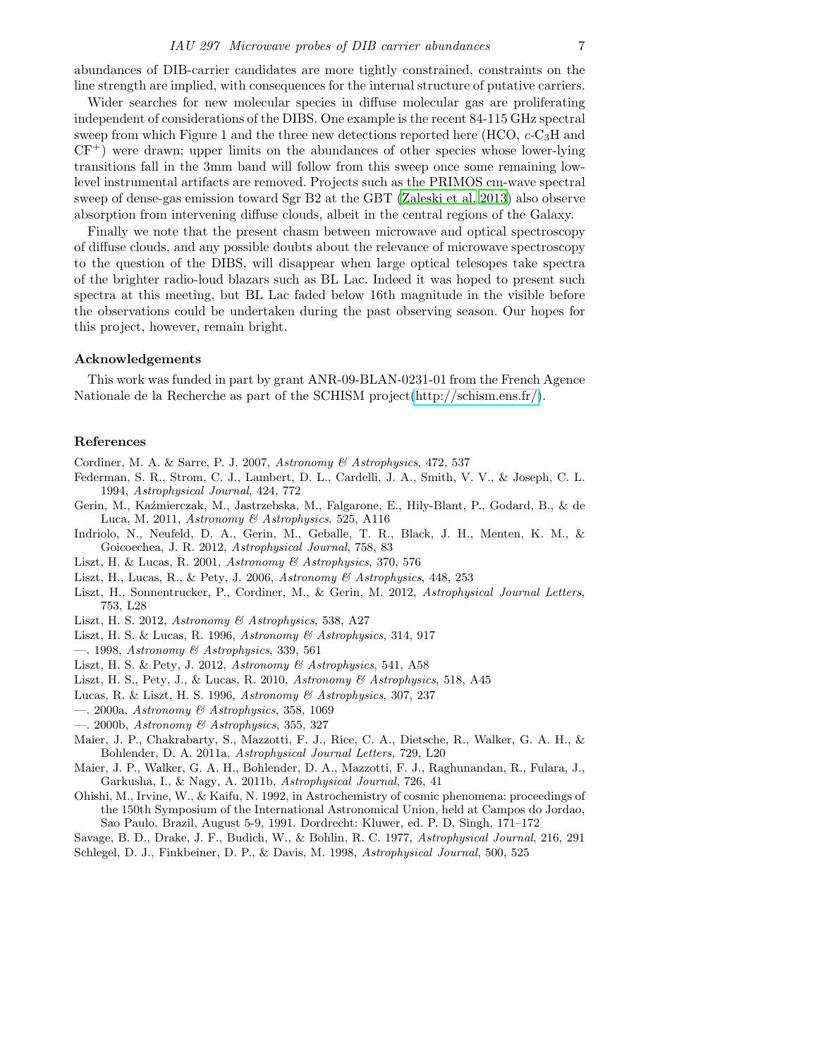abundances of DIB-carrier candidates are more tightly constrained, constraints on the line strength are implied, with consequences for the internal structure of putative carriers.

Wider searches for new molecular species in diffuse molecular gas are proliferating independent of considerations of the DIBS. One example is the recent 84-115 GHz spectral sweep from which Figure 1 and the three new detections reported here (HCO, $c$-$C_3H$ and $CF^+$) were drawn; upper limits on the abundances of other species whose lower-lying transitions fall in the 3mm band will follow from this sweep once some remaining low-level instrumental artifacts are removed. Projects such as the PRIMOS cm-wave spectral sweep of dense-gas emission toward Sgr B2 at the GBT (Zaleski et al. 2013) also observe absorption from intervening diffuse clouds, albeit in the central regions of the Galaxy.

Finally we note that the present chasm between microwave and optical spectroscopy of diffuse clouds, and any possible doubts about the relevance of microwave spectroscopy to the question of the DIBS, will disappear when large optical telescopes take spectra of the brighter radio-loud blazars such as BL Lac. Indeed it was hoped to present such spectra at this meeting, but BL Lac faded below 16th magnitude in the visible before the observations could be undertaken during the past observing season. Our hopes for this project, however, remain bright.

### Acknowledgements

This work was funded in part by grant ANR-09-BLAN-0231-01 from the French Agence Nationale de la Recherche as part of the SCHISM project(http://schism.ens.fr/).

### References

Cordiner, M. A. & Sarre, P. J. 2007, *Astronomy & Astrophysics*, 472, 537

Federman, S. R., Strom, C. J., Lambert, D. L., Cardelli, J. A., Smith, V. V., & Joseph, C. L. 1994, *Astrophysical Journal*, 424, 772

Gerin, M., Kaźmierczak, M., Jastrzebska, M., Falgarone, E., Hily-Blant, P., Godard, B., & de Luca, M. 2011, *Astronomy & Astrophysics*, 525, A116

Indriolo, N., Neufeld, D. A., Gerin, M., Geballe, T. R., Black, J. H., Menten, K. M., & Goicoechea, J. R. 2012, *Astrophysical Journal*, 758, 83

Liszt, H. & Lucas, R. 2001, *Astronomy & Astrophysics*, 370, 576

Liszt, H., Lucas, R., & Pety, J. 2006, *Astronomy & Astrophysics*, 448, 253

Liszt, H., Sonnentrucker, P., Cordiner, M., & Gerin, M. 2012, *Astrophysical Journal Letters*, 753, L28

Liszt, H. S. 2012, *Astronomy & Astrophysics*, 538, A27

Liszt, H. S. & Lucas, R. 1996, *Astronomy & Astrophysics*, 314, 917

—. 1998, *Astronomy & Astrophysics*, 339, 561

Liszt, H. S. & Pety, J. 2012, *Astronomy & Astrophysics*, 541, A58

Liszt, H. S., Pety, J., & Lucas, R. 2010, *Astronomy & Astrophysics*, 518, A45

Lucas, R. & Liszt, H. S. 1996, *Astronomy & Astrophysics*, 307, 237

—. 2000a, *Astronomy & Astrophysics*, 358, 1069

—. 2000b, *Astronomy & Astrophysics*, 355, 327

Maier, J. P., Chakrabarty, S., Mazzotti, F. J., Rice, C. A., Dietsche, R., Walker, G. A. H., & Bohlender, D. A. 2011a, *Astrophysical Journal Letters*, 729, L20

Maier, J. P., Walker, G. A. H., Bohlender, D. A., Mazzotti, F. J., Raghunandan, R., Fulara, J., Garkusha, I., & Nagy, A. 2011b, *Astrophysical Journal*, 726, 41

Ohishi, M., Irvine, W., & Kaifu, N. 1992, in Astrochemistry of cosmic phenomena: proceedings of the 150th Symposium of the International Astronomical Union, held at Campos do Jordao, Sao Paulo, Brazil, August 5-9, 1991. Dordrecht: Kluwer, ed. P. D. Singh, 171–172

Savage, B. D., Drake, J. F., Budich, W., & Bohlin, R. C. 1977, *Astrophysical Journal*, 216, 291

Schlegel, D. J., Finkbeiner, D. P., & Davis, M. 1998, *Astrophysical Journal*, 500, 525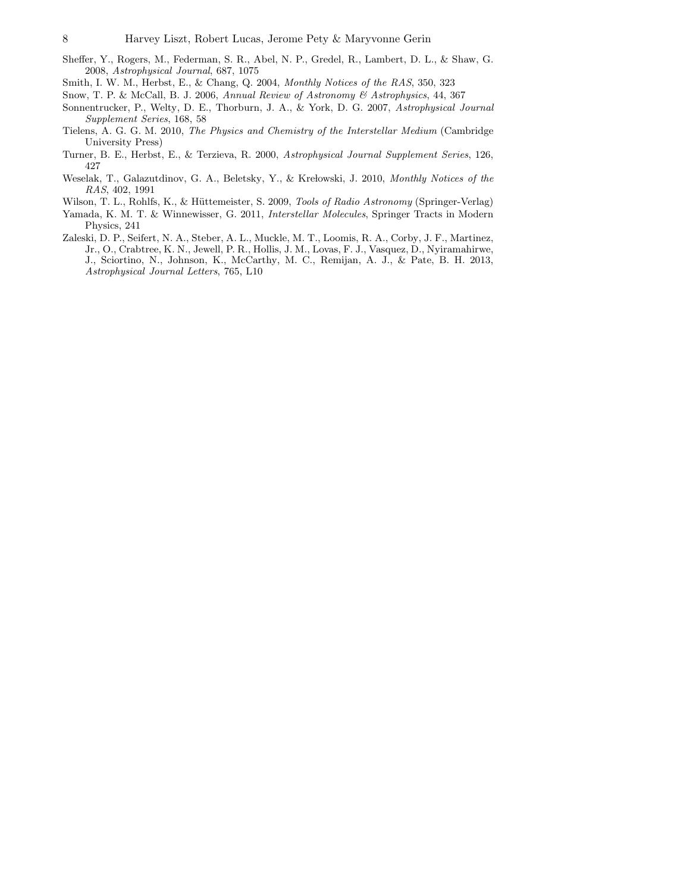Sheffer, Y., Rogers, M., Federman, S. R., Abel, N. P., Gredel, R., Lambert, D. L., & Shaw, G. 2008, *Astrophysical Journal*, 687, 1075

Smith, I. W. M., Herbst, E., & Chang, Q. 2004, *Monthly Notices of the RAS*, 350, 323

Snow, T. P. & McCall, B. J. 2006, *Annual Review of Astronomy & Astrophysics*, 44, 367

Sonnentrucker, P., Welty, D. E., Thorburn, J. A., & York, D. G. 2007, *Astrophysical Journal Supplement Series*, 168, 58

Tielens, A. G. G. M. 2010, *The Physics and Chemistry of the Interstellar Medium* (Cambridge University Press)

Turner, B. E., Herbst, E., & Terzieva, R. 2000, *Astrophysical Journal Supplement Series*, 126, 427

Weselak, T., Galazutdinov, G. A., Beletsky, Y., & Krełowski, J. 2010, *Monthly Notices of the RAS*, 402, 1991

Wilson, T. L., Rohlfs, K., & Hüttemeister, S. 2009, *Tools of Radio Astronomy* (Springer-Verlag)

Yamada, K. M. T. & Winnewisser, G. 2011, *Interstellar Molecules*, Springer Tracts in Modern Physics, 241

Zaleski, D. P., Seifert, N. A., Steber, A. L., Muckle, M. T., Loomis, R. A., Corby, J. F., Martinez, Jr., O., Crabtree, K. N., Jewell, P. R., Hollis, J. M., Lovas, F. J., Vasquez, D., Nyiramahirwe, J., Sciortino, N., Johnson, K., McCarthy, M. C., Remijan, A. J., & Pate, B. H. 2013, *Astrophysical Journal Letters*, 765, L10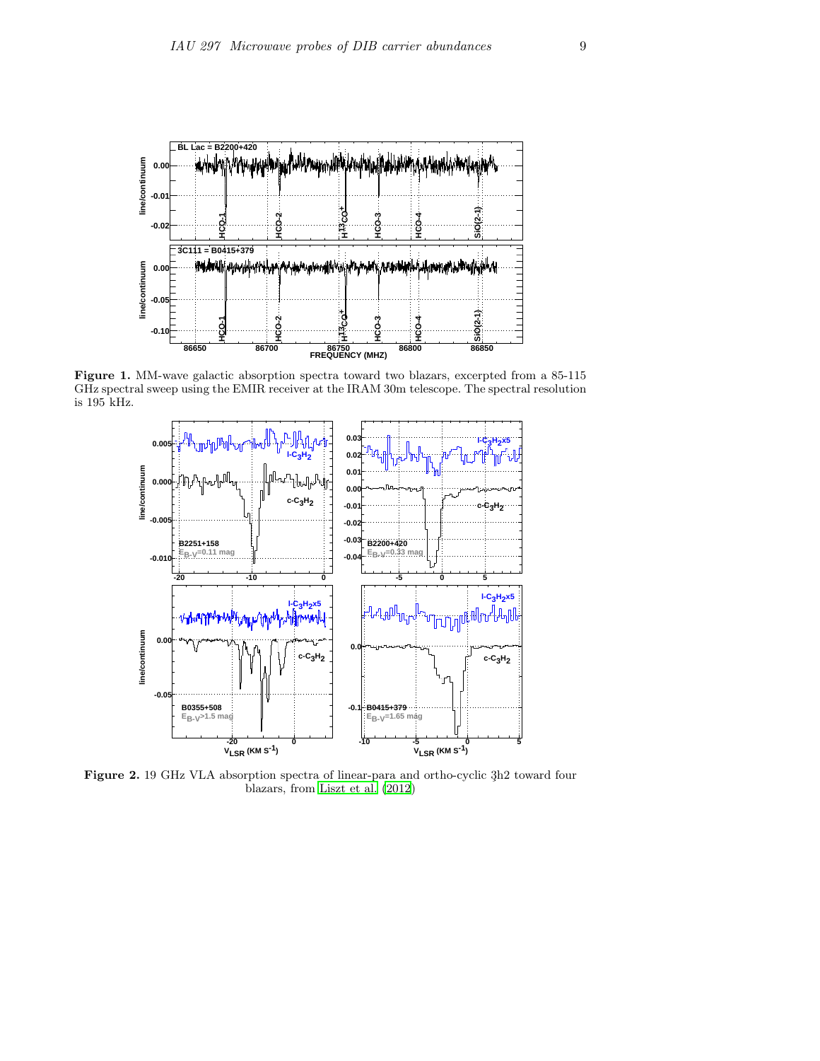**Figure 1.** MM-wave galactic absorption spectra toward two blazars, excerpted from a 85-115 GHz spectral sweep using the EMIR receiver at the IRAM 30m telescope. The spectral resolution is 195 kHz.

**Figure 2.** 19 GHz VLA absorption spectra of linear-para and ortho-cyclic 3h2 toward four blazars, from Liszt et al. (2012)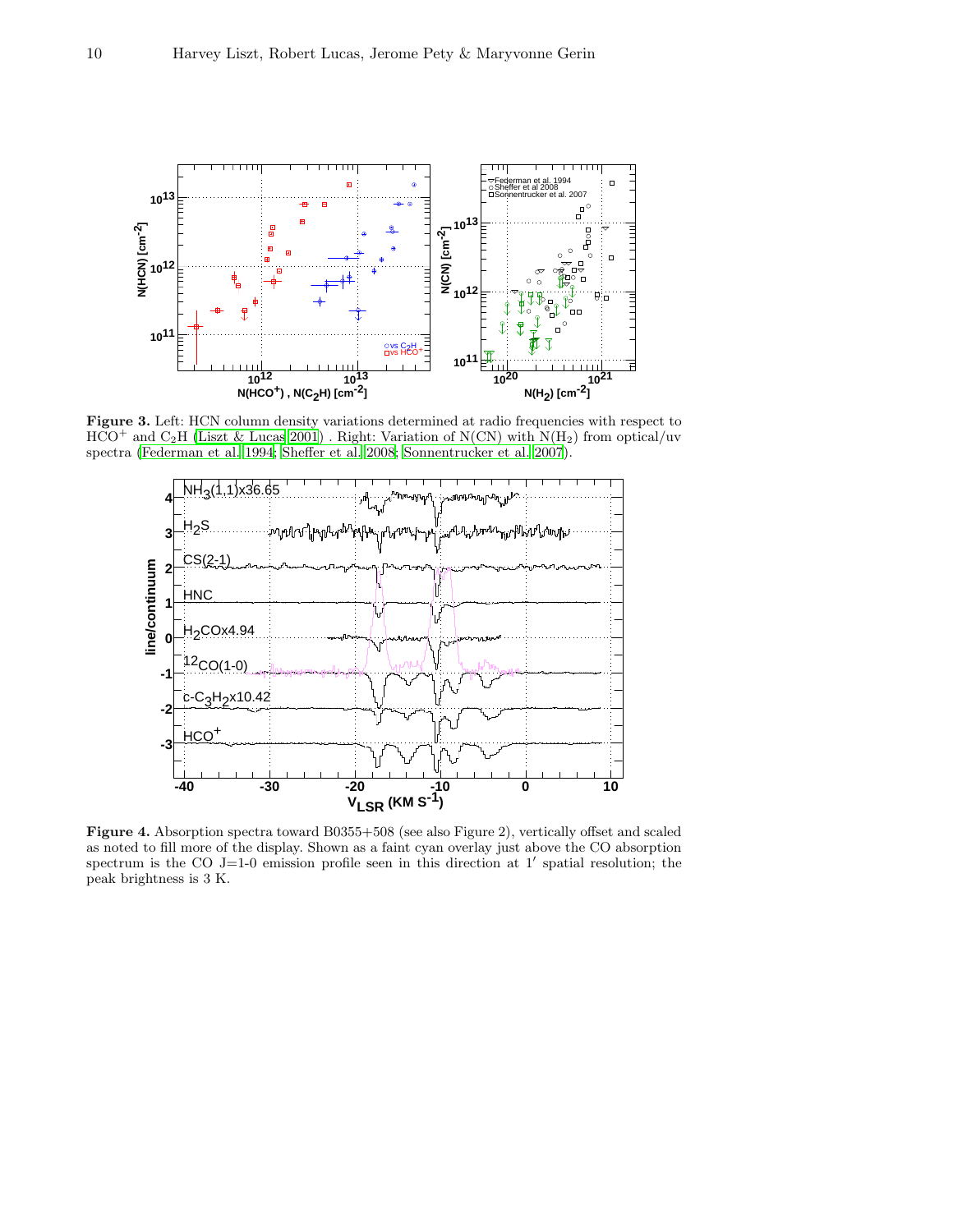**Figure 3.** Left: HCN column density variations determined at radio frequencies with respect to $HCO^+$ and $C_2H$ (Liszt & Lucas 2001) . Right: Variation of N(CN) with $N(H_2)$ from optical/uv spectra (Federman et al. 1994; Sheffer et al. 2008; Sonnentrucker et al. 2007).

**Figure 4.** Absorption spectra toward B0355+508 (see also Figure 2), vertically offset and scaled as noted to fill more of the display. Shown as a faint cyan overlay just above the CO absorption spectrum is the CO J=1-0 emission profile seen in this direction at $1'$ spatial resolution; the peak brightness is 3 K.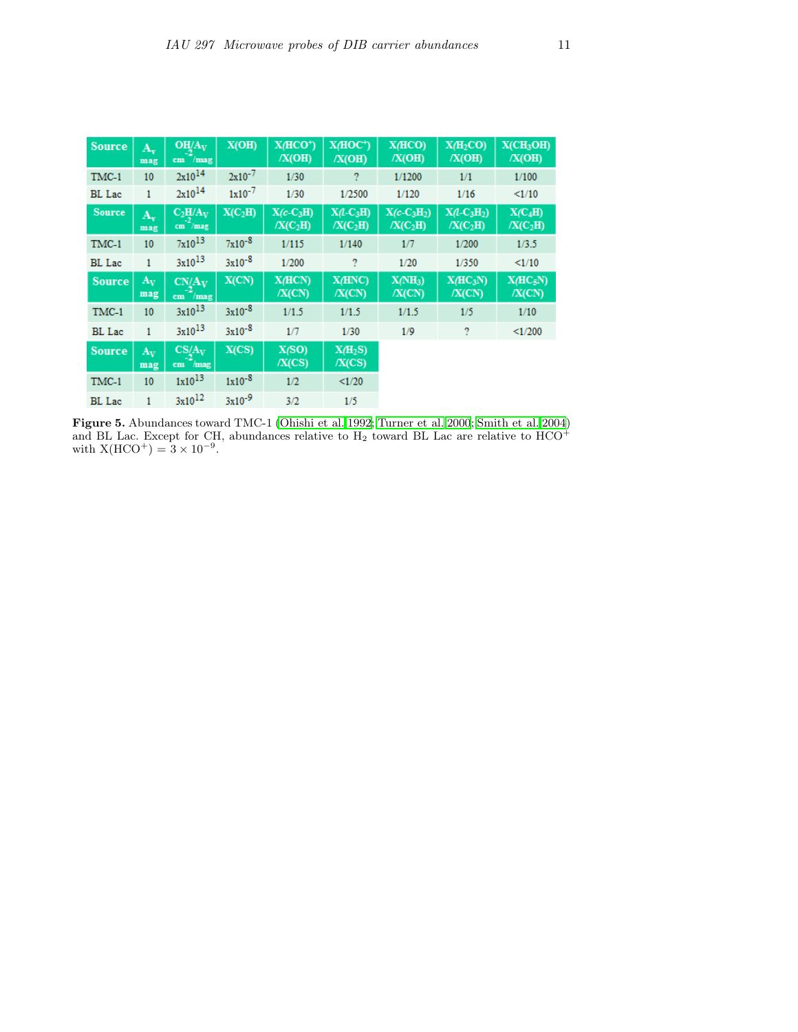| Source | $A_V$ mag | $OH/A_V$ $cm^{-2}$/mag | X(OH) | $X(HCO^+)$ /X(OH) | $X(HOC^+)$ /X(OH) | X(HCO) /X(OH) | $X(H_2CO)$ /X(OH) | $X(CH_3OH)$ /X(OH) |
|---|---|---|---|---|---|---|---|---|
| TMC-1 | 10 | $2x10^{14}$ | $2x10^{-7}$ | 1/30 | ? | 1/1200 | 1/1 | 1/100 |
| BL Lac | 1 | $2x10^{14}$ | $1x10^{-7}$ | 1/30 | 1/2500 | 1/120 | 1/16 | <1/10 |
| **Source** | **$A_V$ mag** | **$C_2H/A_V$ $cm^{-2}$/mag** | **$X(C_2H)$** | **$X(c\text{-}C_3H)$ $/X(C_2H)$** | **$X(l\text{-}C_3H)$ $/X(C_2H)$** | **$X(c\text{-}C_3H_2)$ $/X(C_2H)$** | **$X(l\text{-}C_3H_2)$ $/X(C_2H)$** | **$X(C_4H)$ $/X(C_2H)$** |
| TMC-1 | 10 | $7x10^{13}$ | $7x10^{-8}$ | 1/115 | 1/140 | 1/7 | 1/200 | 1/3.5 |
| BL Lac | 1 | $3x10^{13}$ | $3x10^{-8}$ | 1/200 | ? | 1/20 | 1/350 | <1/10 |
| **Source** | **$A_V$ mag** | **$CN/A_V$ $cm^{-2}$/mag** | **X(CN)** | **X(HCN) /X(CN)** | **X(HNC) /X(CN)** | **$X(NH_3)$ /X(CN)** | **$X(HC_3N)$ /X(CN)** | **$X(HC_5N)$ /X(CN)** |
| TMC-1 | 10 | $3x10^{13}$ | $3x10^{-8}$ | 1/1.5 | 1/1.5 | 1/1.5 | 1/5 | 1/10 |
| BL Lac | 1 | $3x10^{13}$ | $3x10^{-8}$ | 1/7 | 1/30 | 1/9 | ? | <1/200 |
| **Source** | **$A_V$ mag** | **$CS/A_V$ $cm^{-2}$/mag** | **X(CS)** | **X(SO) /X(CS)** | **$X(H_2S)$ /X(CS)** | | | |
| TMC-1 | 10 | $1x10^{13}$ | $1x10^{-8}$ | 1/2 | <1/20 | | | |
| BL Lac | 1 | $3x10^{12}$ | $3x10^{-9}$ | 3/2 | 1/5 | | | |

**Figure 5.** Abundances toward TMC-1 (Ohishi et al. 1992; Turner et al. 2000; Smith et al. 2004) and BL Lac. Except for CH, abundances relative to $H_2$ toward BL Lac are relative to $HCO^+$ with $X(HCO^+) = 3 \times 10^{-9}$.